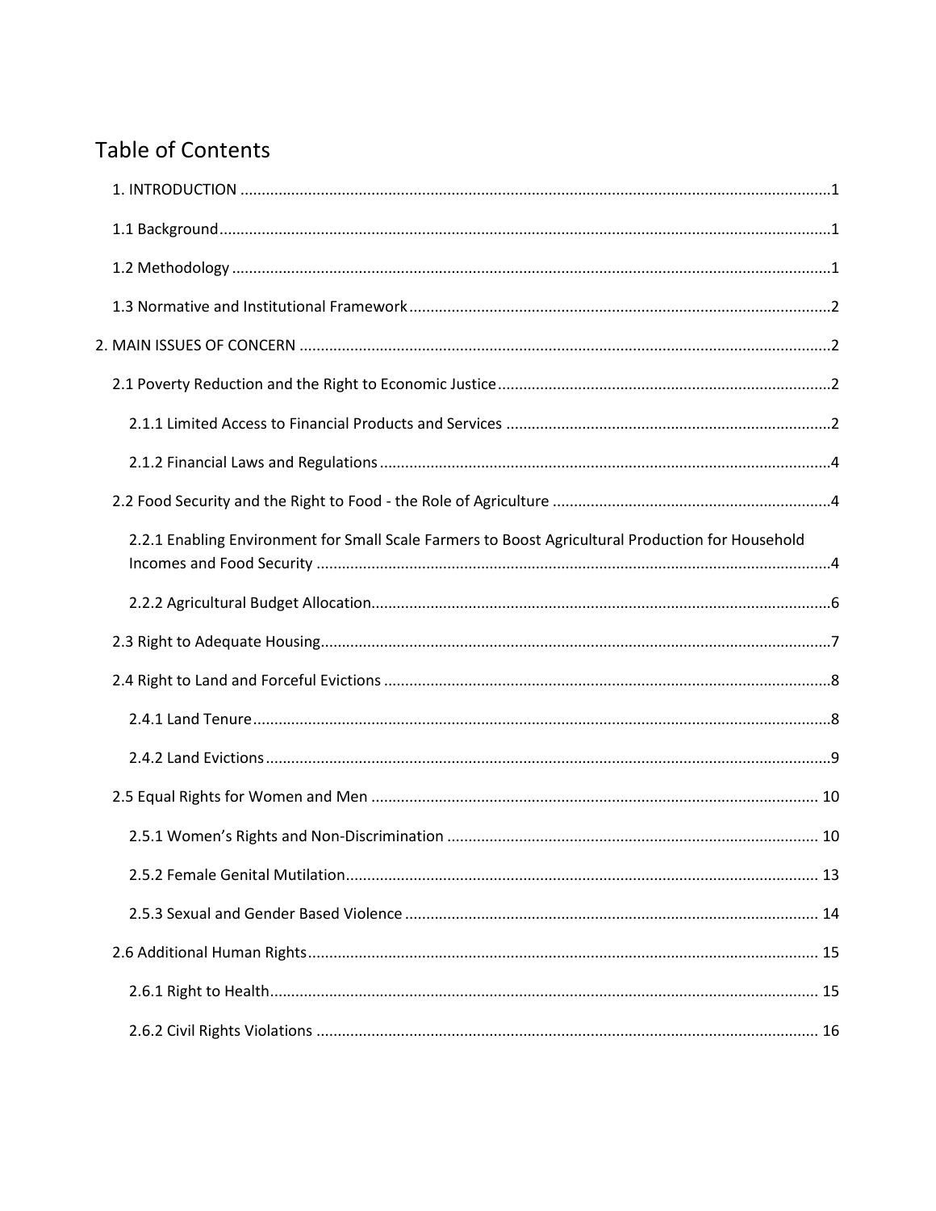# Table of Contents

1. INTRODUCTION .......... 1

1.1 Background .......... 1

1.2 Methodology .......... 1

1.3 Normative and Institutional Framework .......... 2

2. MAIN ISSUES OF CONCERN .......... 2

2.1 Poverty Reduction and the Right to Economic Justice .......... 2

2.1.1 Limited Access to Financial Products and Services .......... 2

2.1.2 Financial Laws and Regulations .......... 4

2.2 Food Security and the Right to Food - the Role of Agriculture .......... 4

2.2.1 Enabling Environment for Small Scale Farmers to Boost Agricultural Production for Household Incomes and Food Security .......... 4

2.2.2 Agricultural Budget Allocation .......... 6

2.3 Right to Adequate Housing .......... 7

2.4 Right to Land and Forceful Evictions .......... 8

2.4.1 Land Tenure .......... 8

2.4.2 Land Evictions .......... 9

2.5 Equal Rights for Women and Men .......... 10

2.5.1 Women's Rights and Non-Discrimination .......... 10

2.5.2 Female Genital Mutilation .......... 13

2.5.3 Sexual and Gender Based Violence .......... 14

2.6 Additional Human Rights .......... 15

2.6.1 Right to Health .......... 15

2.6.2 Civil Rights Violations .......... 16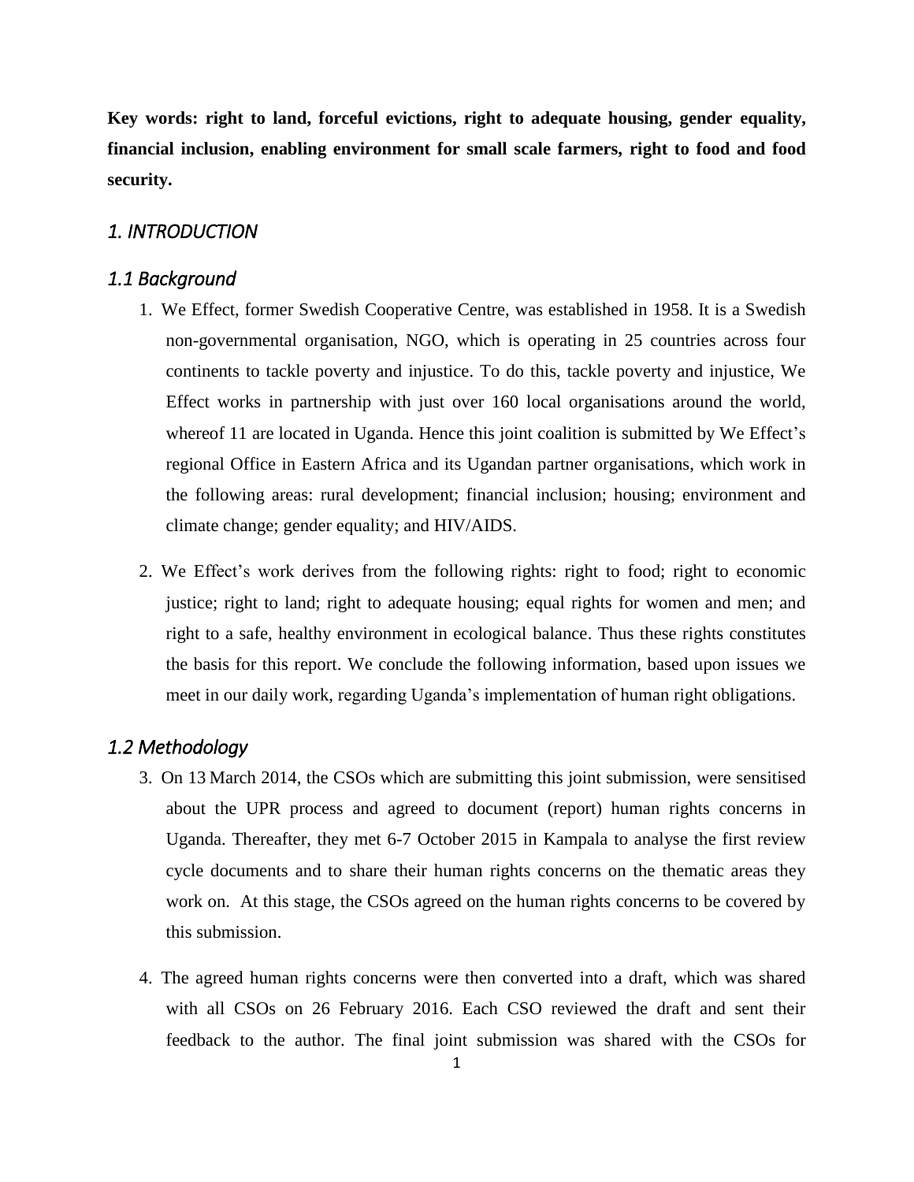**Key words: right to land, forceful evictions, right to adequate housing, gender equality, financial inclusion, enabling environment for small scale farmers, right to food and food security.**

## *1. INTRODUCTION*

### *1.1 Background*

1. We Effect, former Swedish Cooperative Centre, was established in 1958. It is a Swedish non-governmental organisation, NGO, which is operating in 25 countries across four continents to tackle poverty and injustice. To do this, tackle poverty and injustice, We Effect works in partnership with just over 160 local organisations around the world, whereof 11 are located in Uganda. Hence this joint coalition is submitted by We Effect's regional Office in Eastern Africa and its Ugandan partner organisations, which work in the following areas: rural development; financial inclusion; housing; environment and climate change; gender equality; and HIV/AIDS.

2. We Effect's work derives from the following rights: right to food; right to economic justice; right to land; right to adequate housing; equal rights for women and men; and right to a safe, healthy environment in ecological balance. Thus these rights constitutes the basis for this report. We conclude the following information, based upon issues we meet in our daily work, regarding Uganda's implementation of human right obligations.

### *1.2 Methodology*

3. On 13 March 2014, the CSOs which are submitting this joint submission, were sensitised about the UPR process and agreed to document (report) human rights concerns in Uganda. Thereafter, they met 6-7 October 2015 in Kampala to analyse the first review cycle documents and to share their human rights concerns on the thematic areas they work on. At this stage, the CSOs agreed on the human rights concerns to be covered by this submission.

4. The agreed human rights concerns were then converted into a draft, which was shared with all CSOs on 26 February 2016. Each CSO reviewed the draft and sent their feedback to the author. The final joint submission was shared with the CSOs for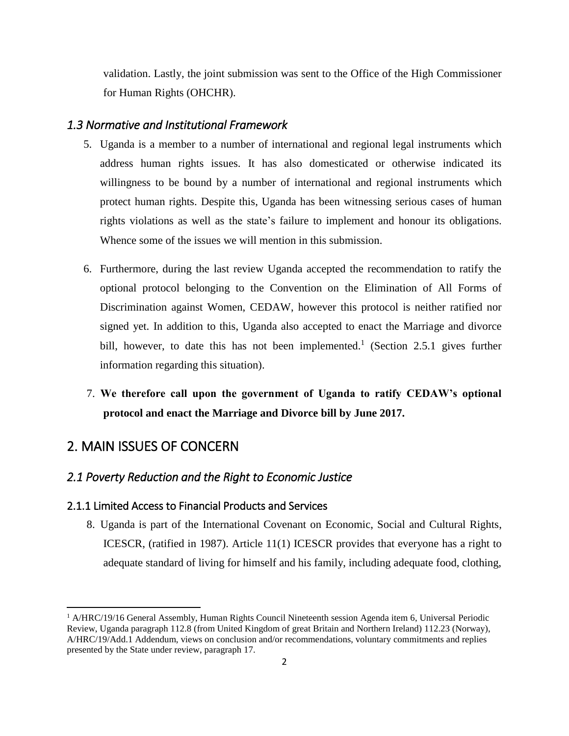validation. Lastly, the joint submission was sent to the Office of the High Commissioner for Human Rights (OHCHR).

### *1.3 Normative and Institutional Framework*

5. Uganda is a member to a number of international and regional legal instruments which address human rights issues. It has also domesticated or otherwise indicated its willingness to be bound by a number of international and regional instruments which protect human rights. Despite this, Uganda has been witnessing serious cases of human rights violations as well as the state's failure to implement and honour its obligations. Whence some of the issues we will mention in this submission.

6. Furthermore, during the last review Uganda accepted the recommendation to ratify the optional protocol belonging to the Convention on the Elimination of All Forms of Discrimination against Women, CEDAW, however this protocol is neither ratified nor signed yet. In addition to this, Uganda also accepted to enact the Marriage and divorce bill, however, to date this has not been implemented.[1] (Section 2.5.1 gives further information regarding this situation).

7. **We therefore call upon the government of Uganda to ratify CEDAW's optional protocol and enact the Marriage and Divorce bill by June 2017.**

## 2. MAIN ISSUES OF CONCERN

### *2.1 Poverty Reduction and the Right to Economic Justice*

#### 2.1.1 Limited Access to Financial Products and Services

8. Uganda is part of the International Covenant on Economic, Social and Cultural Rights, ICESCR, (ratified in 1987). Article 11(1) ICESCR provides that everyone has a right to adequate standard of living for himself and his family, including adequate food, clothing,

---

[1] A/HRC/19/16 General Assembly, Human Rights Council Nineteenth session Agenda item 6, Universal Periodic Review, Uganda paragraph 112.8 (from United Kingdom of great Britain and Northern Ireland) 112.23 (Norway), A/HRC/19/Add.1 Addendum, views on conclusion and/or recommendations, voluntary commitments and replies presented by the State under review, paragraph 17.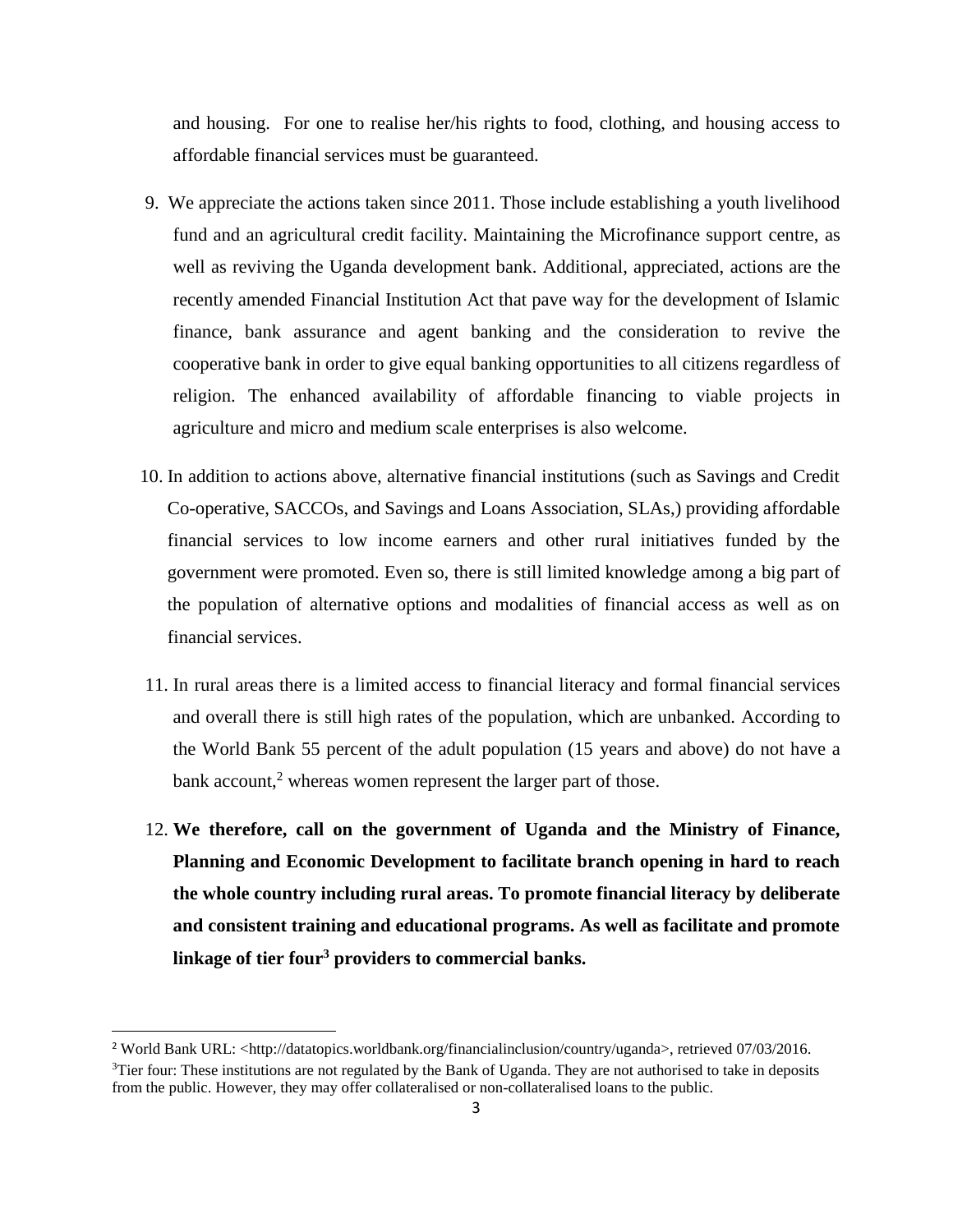and housing. For one to realise her/his rights to food, clothing, and housing access to affordable financial services must be guaranteed.

9. We appreciate the actions taken since 2011. Those include establishing a youth livelihood fund and an agricultural credit facility. Maintaining the Microfinance support centre, as well as reviving the Uganda development bank. Additional, appreciated, actions are the recently amended Financial Institution Act that pave way for the development of Islamic finance, bank assurance and agent banking and the consideration to revive the cooperative bank in order to give equal banking opportunities to all citizens regardless of religion. The enhanced availability of affordable financing to viable projects in agriculture and micro and medium scale enterprises is also welcome.

10. In addition to actions above, alternative financial institutions (such as Savings and Credit Co-operative, SACCOs, and Savings and Loans Association, SLAs,) providing affordable financial services to low income earners and other rural initiatives funded by the government were promoted. Even so, there is still limited knowledge among a big part of the population of alternative options and modalities of financial access as well as on financial services.

11. In rural areas there is a limited access to financial literacy and formal financial services and overall there is still high rates of the population, which are unbanked. According to the World Bank 55 percent of the adult population (15 years and above) do not have a bank account,[2] whereas women represent the larger part of those.

12. **We therefore, call on the government of Uganda and the Ministry of Finance, Planning and Economic Development to facilitate branch opening in hard to reach the whole country including rural areas. To promote financial literacy by deliberate and consistent training and educational programs. As well as facilitate and promote linkage of tier four[3] providers to commercial banks.**

---

[2] World Bank URL: <http://datatopics.worldbank.org/financialinclusion/country/uganda>, retrieved 07/03/2016.

[3] Tier four: These institutions are not regulated by the Bank of Uganda. They are not authorised to take in deposits from the public. However, they may offer collateralised or non-collateralised loans to the public.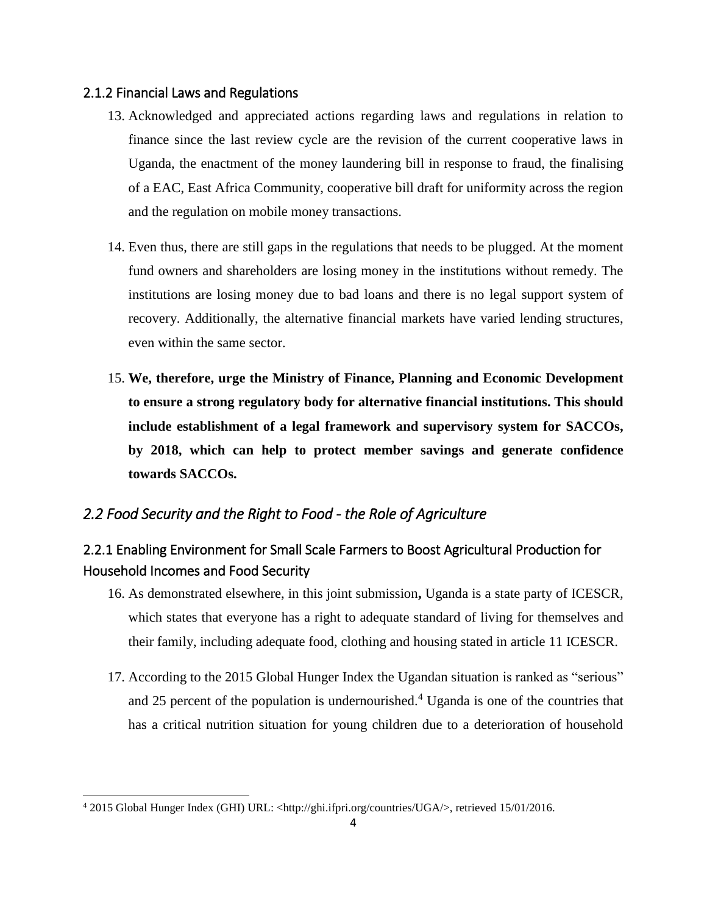### 2.1.2 Financial Laws and Regulations

13. Acknowledged and appreciated actions regarding laws and regulations in relation to finance since the last review cycle are the revision of the current cooperative laws in Uganda, the enactment of the money laundering bill in response to fraud, the finalising of a EAC, East Africa Community, cooperative bill draft for uniformity across the region and the regulation on mobile money transactions.

14. Even thus, there are still gaps in the regulations that needs to be plugged. At the moment fund owners and shareholders are losing money in the institutions without remedy. The institutions are losing money due to bad loans and there is no legal support system of recovery. Additionally, the alternative financial markets have varied lending structures, even within the same sector.

15. **We, therefore, urge the Ministry of Finance, Planning and Economic Development to ensure a strong regulatory body for alternative financial institutions. This should include establishment of a legal framework and supervisory system for SACCOs, by 2018, which can help to protect member savings and generate confidence towards SACCOs.**

## *2.2 Food Security and the Right to Food - the Role of Agriculture*

### 2.2.1 Enabling Environment for Small Scale Farmers to Boost Agricultural Production for Household Incomes and Food Security

16. As demonstrated elsewhere, in this joint submission**,** Uganda is a state party of ICESCR, which states that everyone has a right to adequate standard of living for themselves and their family, including adequate food, clothing and housing stated in article 11 ICESCR.

17. According to the 2015 Global Hunger Index the Ugandan situation is ranked as "serious" and 25 percent of the population is undernourished.[4] Uganda is one of the countries that has a critical nutrition situation for young children due to a deterioration of household

[4] 2015 Global Hunger Index (GHI) URL: <http://ghi.ifpri.org/countries/UGA/>, retrieved 15/01/2016.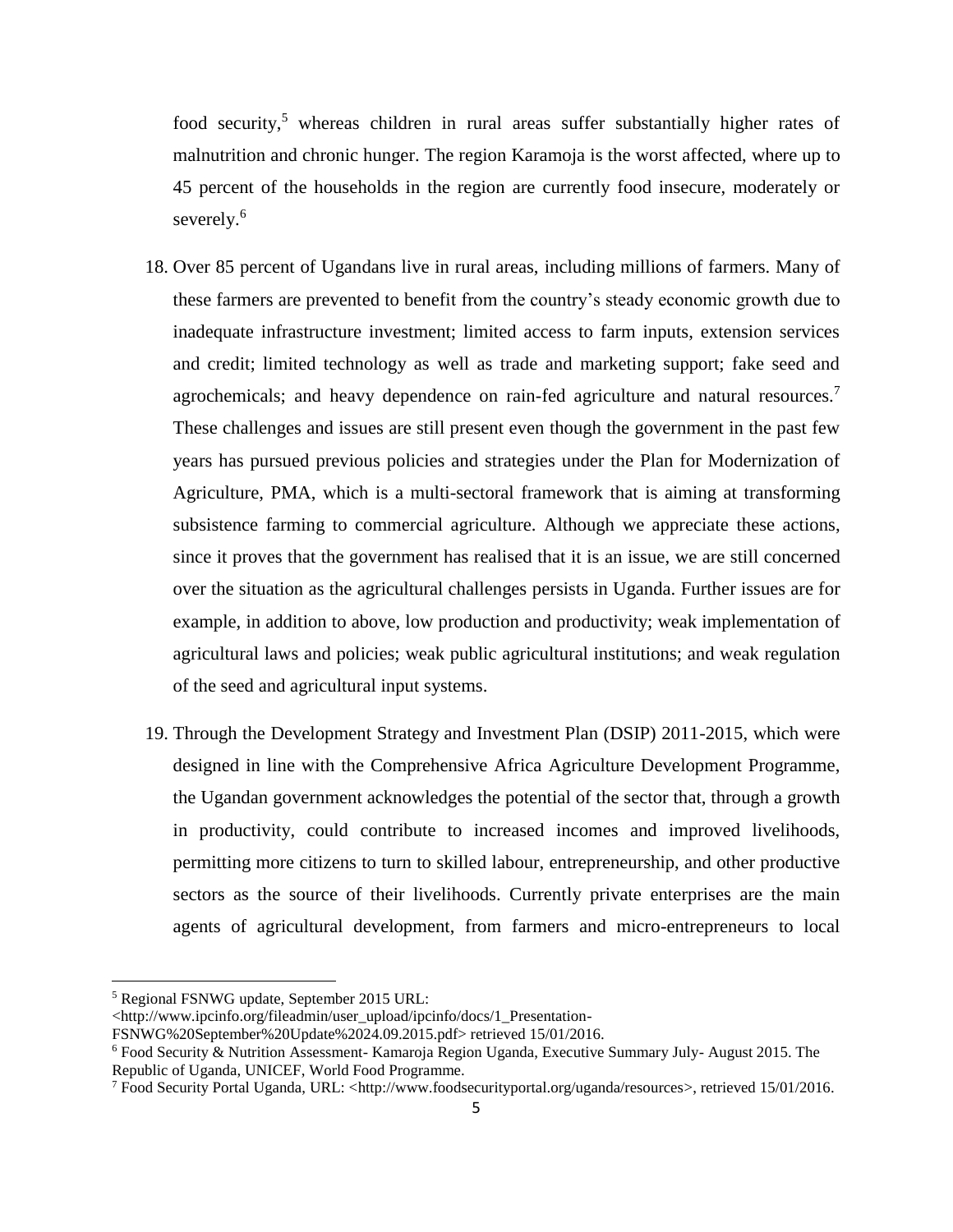food security,[5] whereas children in rural areas suffer substantially higher rates of malnutrition and chronic hunger. The region Karamoja is the worst affected, where up to 45 percent of the households in the region are currently food insecure, moderately or severely.[6]

18. Over 85 percent of Ugandans live in rural areas, including millions of farmers. Many of these farmers are prevented to benefit from the country's steady economic growth due to inadequate infrastructure investment; limited access to farm inputs, extension services and credit; limited technology as well as trade and marketing support; fake seed and agrochemicals; and heavy dependence on rain-fed agriculture and natural resources.[7] These challenges and issues are still present even though the government in the past few years has pursued previous policies and strategies under the Plan for Modernization of Agriculture, PMA, which is a multi-sectoral framework that is aiming at transforming subsistence farming to commercial agriculture. Although we appreciate these actions, since it proves that the government has realised that it is an issue, we are still concerned over the situation as the agricultural challenges persists in Uganda. Further issues are for example, in addition to above, low production and productivity; weak implementation of agricultural laws and policies; weak public agricultural institutions; and weak regulation of the seed and agricultural input systems.

19. Through the Development Strategy and Investment Plan (DSIP) 2011-2015, which were designed in line with the Comprehensive Africa Agriculture Development Programme, the Ugandan government acknowledges the potential of the sector that, through a growth in productivity, could contribute to increased incomes and improved livelihoods, permitting more citizens to turn to skilled labour, entrepreneurship, and other productive sectors as the source of their livelihoods. Currently private enterprises are the main agents of agricultural development, from farmers and micro-entrepreneurs to local

---

[5] Regional FSNWG update, September 2015 URL: <http://www.ipcinfo.org/fileadmin/user_upload/ipcinfo/docs/1_Presentation-FSNWG%20September%20Update%2024.09.2015.pdf> retrieved 15/01/2016.

[6] Food Security & Nutrition Assessment- Kamaroja Region Uganda, Executive Summary July- August 2015. The Republic of Uganda, UNICEF, World Food Programme.

[7] Food Security Portal Uganda, URL: <http://www.foodsecurityportal.org/uganda/resources>, retrieved 15/01/2016.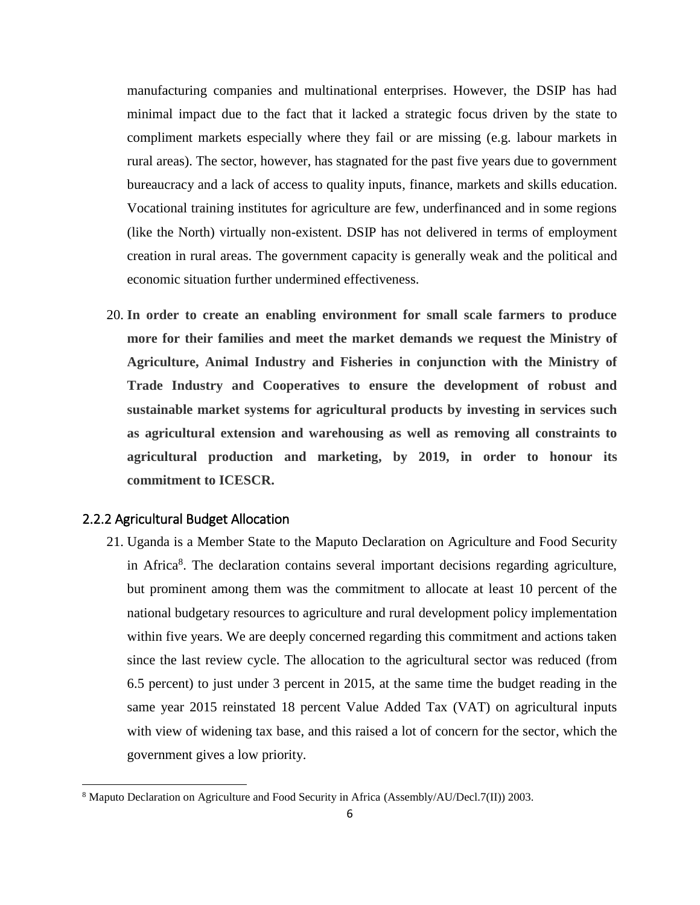manufacturing companies and multinational enterprises. However, the DSIP has had minimal impact due to the fact that it lacked a strategic focus driven by the state to compliment markets especially where they fail or are missing (e.g. labour markets in rural areas). The sector, however, has stagnated for the past five years due to government bureaucracy and a lack of access to quality inputs, finance, markets and skills education. Vocational training institutes for agriculture are few, underfinanced and in some regions (like the North) virtually non-existent. DSIP has not delivered in terms of employment creation in rural areas. The government capacity is generally weak and the political and economic situation further undermined effectiveness.

20. **In order to create an enabling environment for small scale farmers to produce more for their families and meet the market demands we request the Ministry of Agriculture, Animal Industry and Fisheries in conjunction with the Ministry of Trade Industry and Cooperatives to ensure the development of robust and sustainable market systems for agricultural products by investing in services such as agricultural extension and warehousing as well as removing all constraints to agricultural production and marketing, by 2019, in order to honour its commitment to ICESCR.**

### 2.2.2 Agricultural Budget Allocation

21. Uganda is a Member State to the Maputo Declaration on Agriculture and Food Security in Africa[8]. The declaration contains several important decisions regarding agriculture, but prominent among them was the commitment to allocate at least 10 percent of the national budgetary resources to agriculture and rural development policy implementation within five years. We are deeply concerned regarding this commitment and actions taken since the last review cycle. The allocation to the agricultural sector was reduced (from 6.5 percent) to just under 3 percent in 2015, at the same time the budget reading in the same year 2015 reinstated 18 percent Value Added Tax (VAT) on agricultural inputs with view of widening tax base, and this raised a lot of concern for the sector, which the government gives a low priority.

[8] Maputo Declaration on Agriculture and Food Security in Africa (Assembly/AU/Decl.7(II)) 2003.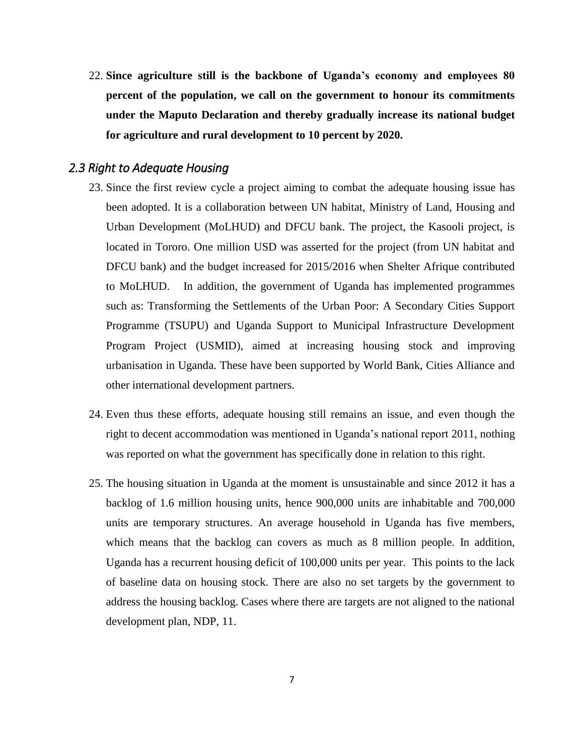22. **Since agriculture still is the backbone of Uganda's economy and employees 80 percent of the population, we call on the government to honour its commitments under the Maputo Declaration and thereby gradually increase its national budget for agriculture and rural development to 10 percent by 2020.**

### *2.3 Right to Adequate Housing*

23. Since the first review cycle a project aiming to combat the adequate housing issue has been adopted. It is a collaboration between UN habitat, Ministry of Land, Housing and Urban Development (MoLHUD) and DFCU bank. The project, the Kasooli project, is located in Tororo. One million USD was asserted for the project (from UN habitat and DFCU bank) and the budget increased for 2015/2016 when Shelter Afrique contributed to MoLHUD. In addition, the government of Uganda has implemented programmes such as: Transforming the Settlements of the Urban Poor: A Secondary Cities Support Programme (TSUPU) and Uganda Support to Municipal Infrastructure Development Program Project (USMID), aimed at increasing housing stock and improving urbanisation in Uganda. These have been supported by World Bank, Cities Alliance and other international development partners.

24. Even thus these efforts, adequate housing still remains an issue, and even though the right to decent accommodation was mentioned in Uganda's national report 2011, nothing was reported on what the government has specifically done in relation to this right.

25. The housing situation in Uganda at the moment is unsustainable and since 2012 it has a backlog of 1.6 million housing units, hence 900,000 units are inhabitable and 700,000 units are temporary structures. An average household in Uganda has five members, which means that the backlog can covers as much as 8 million people. In addition, Uganda has a recurrent housing deficit of 100,000 units per year. This points to the lack of baseline data on housing stock. There are also no set targets by the government to address the housing backlog. Cases where there are targets are not aligned to the national development plan, NDP, 11.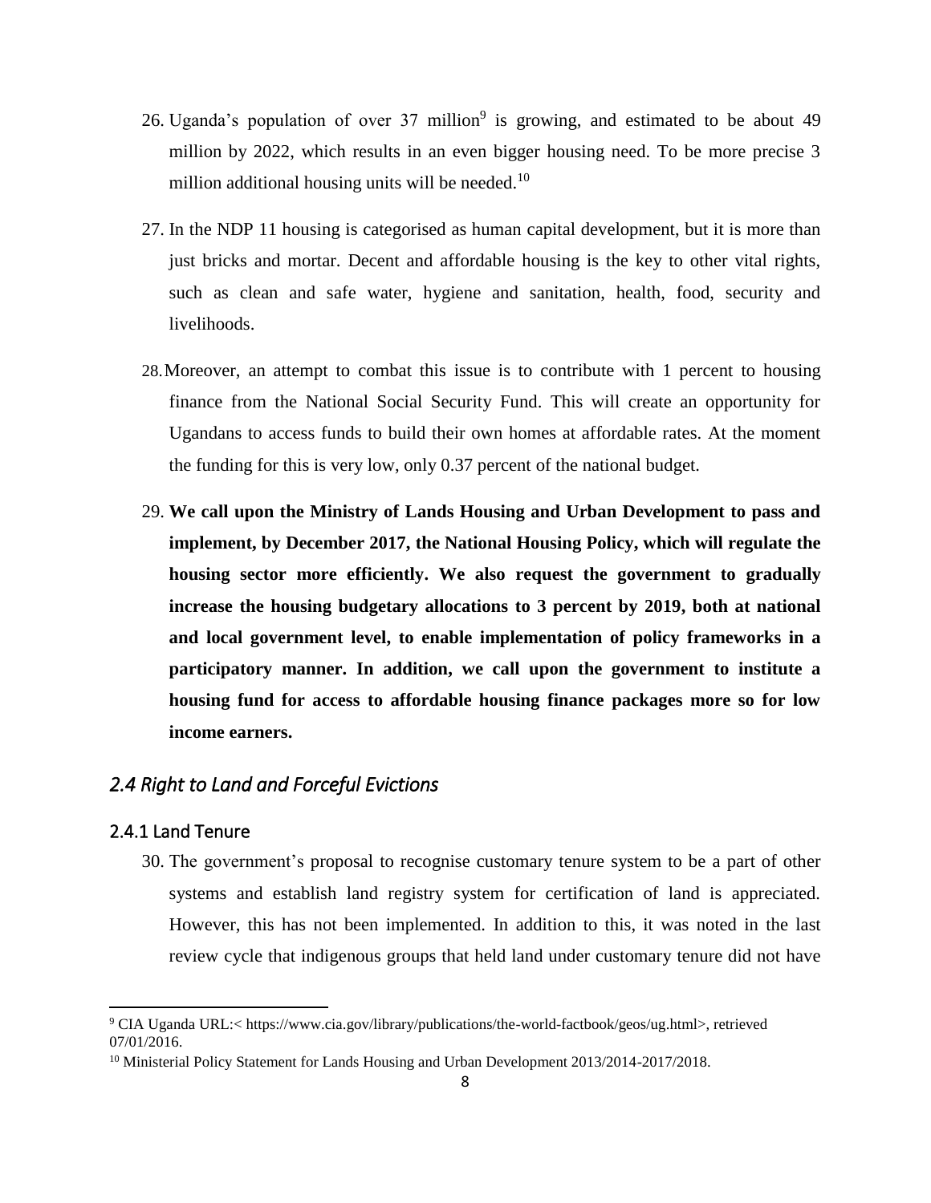26. Uganda's population of over 37 million[9] is growing, and estimated to be about 49 million by 2022, which results in an even bigger housing need. To be more precise 3 million additional housing units will be needed.[10]

27. In the NDP 11 housing is categorised as human capital development, but it is more than just bricks and mortar. Decent and affordable housing is the key to other vital rights, such as clean and safe water, hygiene and sanitation, health, food, security and livelihoods.

28. Moreover, an attempt to combat this issue is to contribute with 1 percent to housing finance from the National Social Security Fund. This will create an opportunity for Ugandans to access funds to build their own homes at affordable rates. At the moment the funding for this is very low, only 0.37 percent of the national budget.

29. **We call upon the Ministry of Lands Housing and Urban Development to pass and implement, by December 2017, the National Housing Policy, which will regulate the housing sector more efficiently. We also request the government to gradually increase the housing budgetary allocations to 3 percent by 2019, both at national and local government level, to enable implementation of policy frameworks in a participatory manner. In addition, we call upon the government to institute a housing fund for access to affordable housing finance packages more so for low income earners.**

## *2.4 Right to Land and Forceful Evictions*

### 2.4.1 Land Tenure

30. The government's proposal to recognise customary tenure system to be a part of other systems and establish land registry system for certification of land is appreciated. However, this has not been implemented. In addition to this, it was noted in the last review cycle that indigenous groups that held land under customary tenure did not have

---

[9] CIA Uganda URL:< https://www.cia.gov/library/publications/the-world-factbook/geos/ug.html>, retrieved 07/01/2016.

[10] Ministerial Policy Statement for Lands Housing and Urban Development 2013/2014-2017/2018.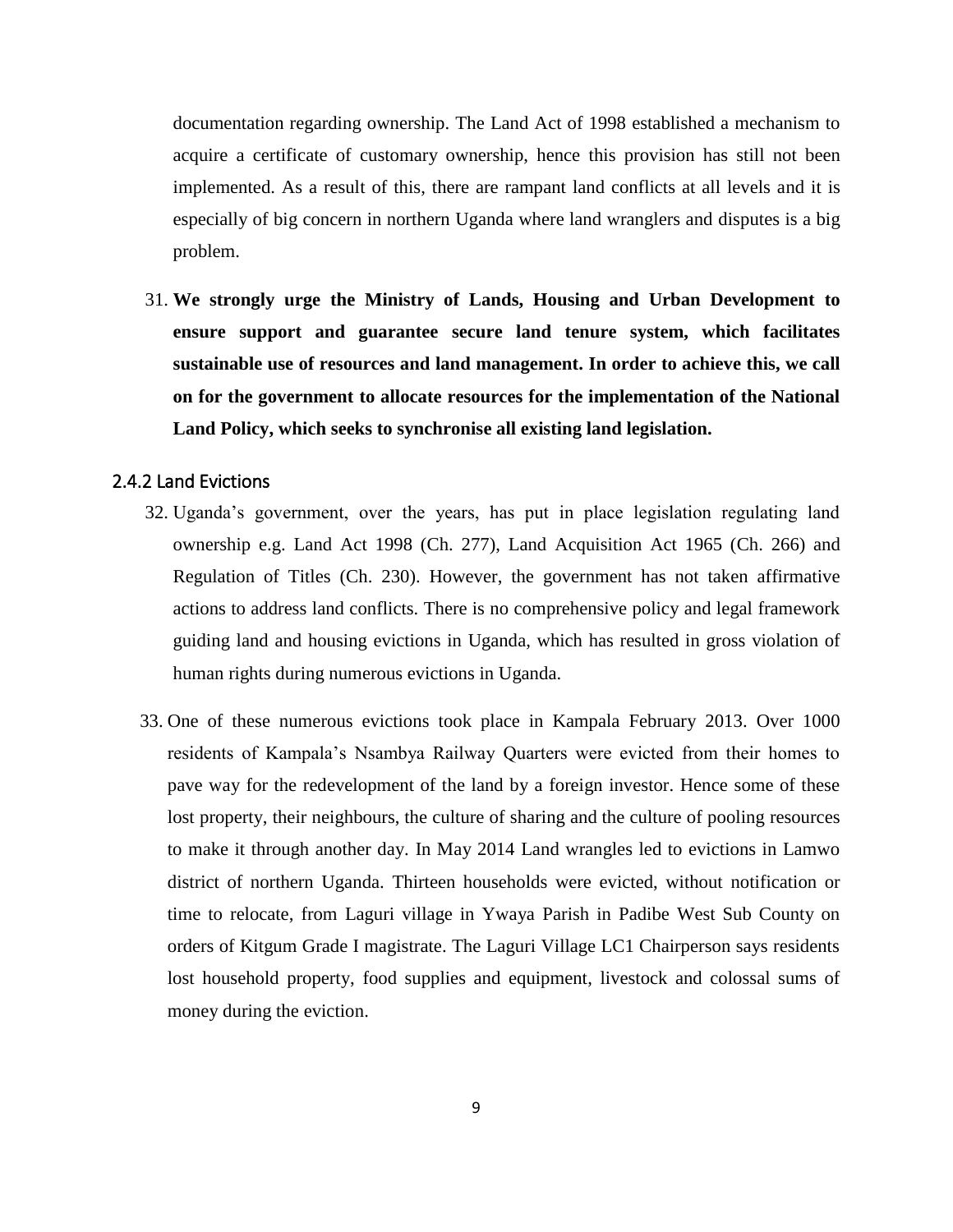documentation regarding ownership. The Land Act of 1998 established a mechanism to acquire a certificate of customary ownership, hence this provision has still not been implemented. As a result of this, there are rampant land conflicts at all levels and it is especially of big concern in northern Uganda where land wranglers and disputes is a big problem.

31. **We strongly urge the Ministry of Lands, Housing and Urban Development to ensure support and guarantee secure land tenure system, which facilitates sustainable use of resources and land management. In order to achieve this, we call on for the government to allocate resources for the implementation of the National Land Policy, which seeks to synchronise all existing land legislation.**

### 2.4.2 Land Evictions

32. Uganda's government, over the years, has put in place legislation regulating land ownership e.g. Land Act 1998 (Ch. 277), Land Acquisition Act 1965 (Ch. 266) and Regulation of Titles (Ch. 230). However, the government has not taken affirmative actions to address land conflicts. There is no comprehensive policy and legal framework guiding land and housing evictions in Uganda, which has resulted in gross violation of human rights during numerous evictions in Uganda.

33. One of these numerous evictions took place in Kampala February 2013. Over 1000 residents of Kampala's Nsambya Railway Quarters were evicted from their homes to pave way for the redevelopment of the land by a foreign investor. Hence some of these lost property, their neighbours, the culture of sharing and the culture of pooling resources to make it through another day. In May 2014 Land wrangles led to evictions in Lamwo district of northern Uganda. Thirteen households were evicted, without notification or time to relocate, from Laguri village in Ywaya Parish in Padibe West Sub County on orders of Kitgum Grade I magistrate. The Laguri Village LC1 Chairperson says residents lost household property, food supplies and equipment, livestock and colossal sums of money during the eviction.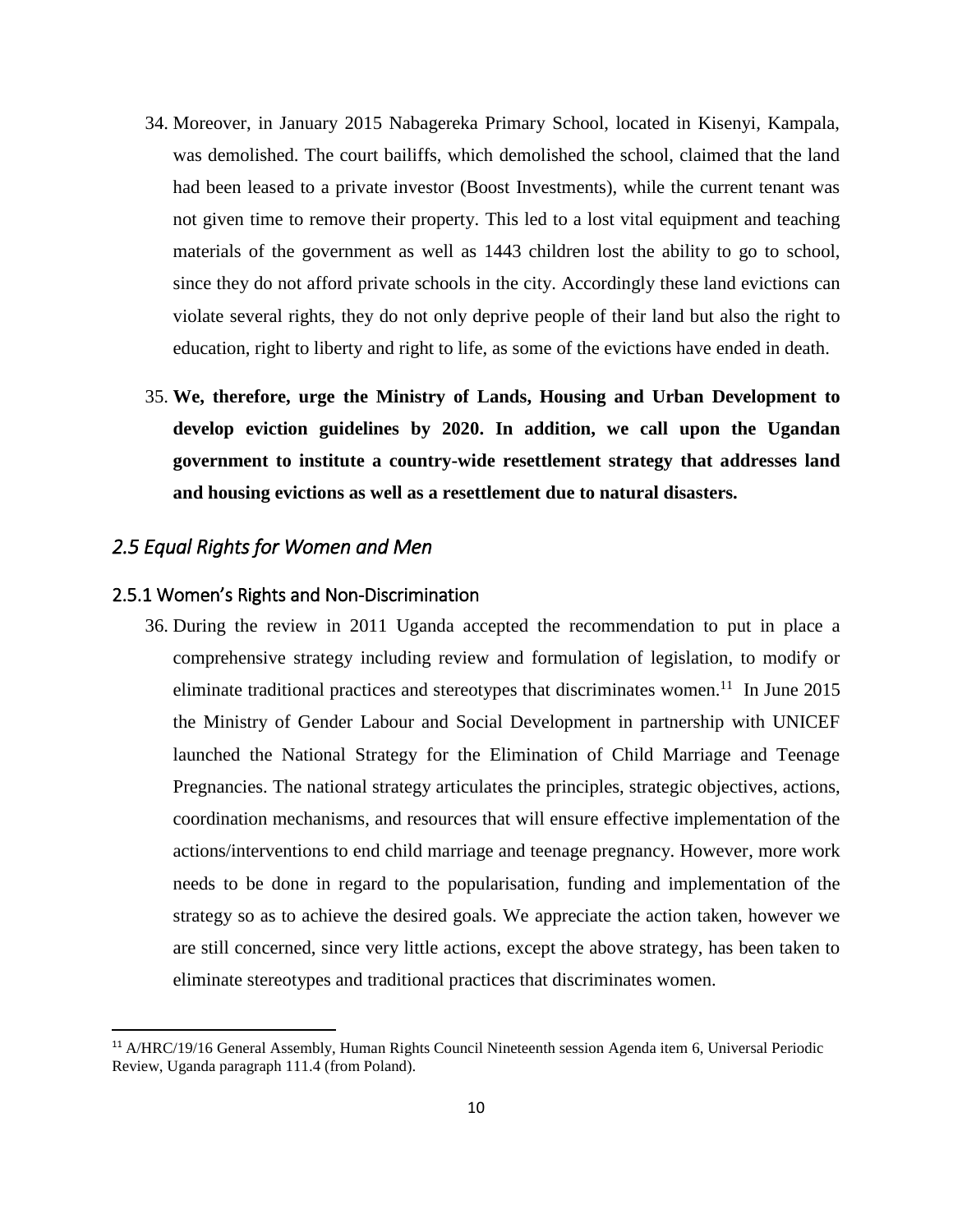34. Moreover, in January 2015 Nabagereka Primary School, located in Kisenyi, Kampala, was demolished. The court bailiffs, which demolished the school, claimed that the land had been leased to a private investor (Boost Investments), while the current tenant was not given time to remove their property. This led to a lost vital equipment and teaching materials of the government as well as 1443 children lost the ability to go to school, since they do not afford private schools in the city. Accordingly these land evictions can violate several rights, they do not only deprive people of their land but also the right to education, right to liberty and right to life, as some of the evictions have ended in death.

35. **We, therefore, urge the Ministry of Lands, Housing and Urban Development to develop eviction guidelines by 2020. In addition, we call upon the Ugandan government to institute a country-wide resettlement strategy that addresses land and housing evictions as well as a resettlement due to natural disasters.**

## *2.5 Equal Rights for Women and Men*

### 2.5.1 Women's Rights and Non-Discrimination

36. During the review in 2011 Uganda accepted the recommendation to put in place a comprehensive strategy including review and formulation of legislation, to modify or eliminate traditional practices and stereotypes that discriminates women.[11] In June 2015 the Ministry of Gender Labour and Social Development in partnership with UNICEF launched the National Strategy for the Elimination of Child Marriage and Teenage Pregnancies. The national strategy articulates the principles, strategic objectives, actions, coordination mechanisms, and resources that will ensure effective implementation of the actions/interventions to end child marriage and teenage pregnancy. However, more work needs to be done in regard to the popularisation, funding and implementation of the strategy so as to achieve the desired goals. We appreciate the action taken, however we are still concerned, since very little actions, except the above strategy, has been taken to eliminate stereotypes and traditional practices that discriminates women.

---

[11] A/HRC/19/16 General Assembly, Human Rights Council Nineteenth session Agenda item 6, Universal Periodic Review, Uganda paragraph 111.4 (from Poland).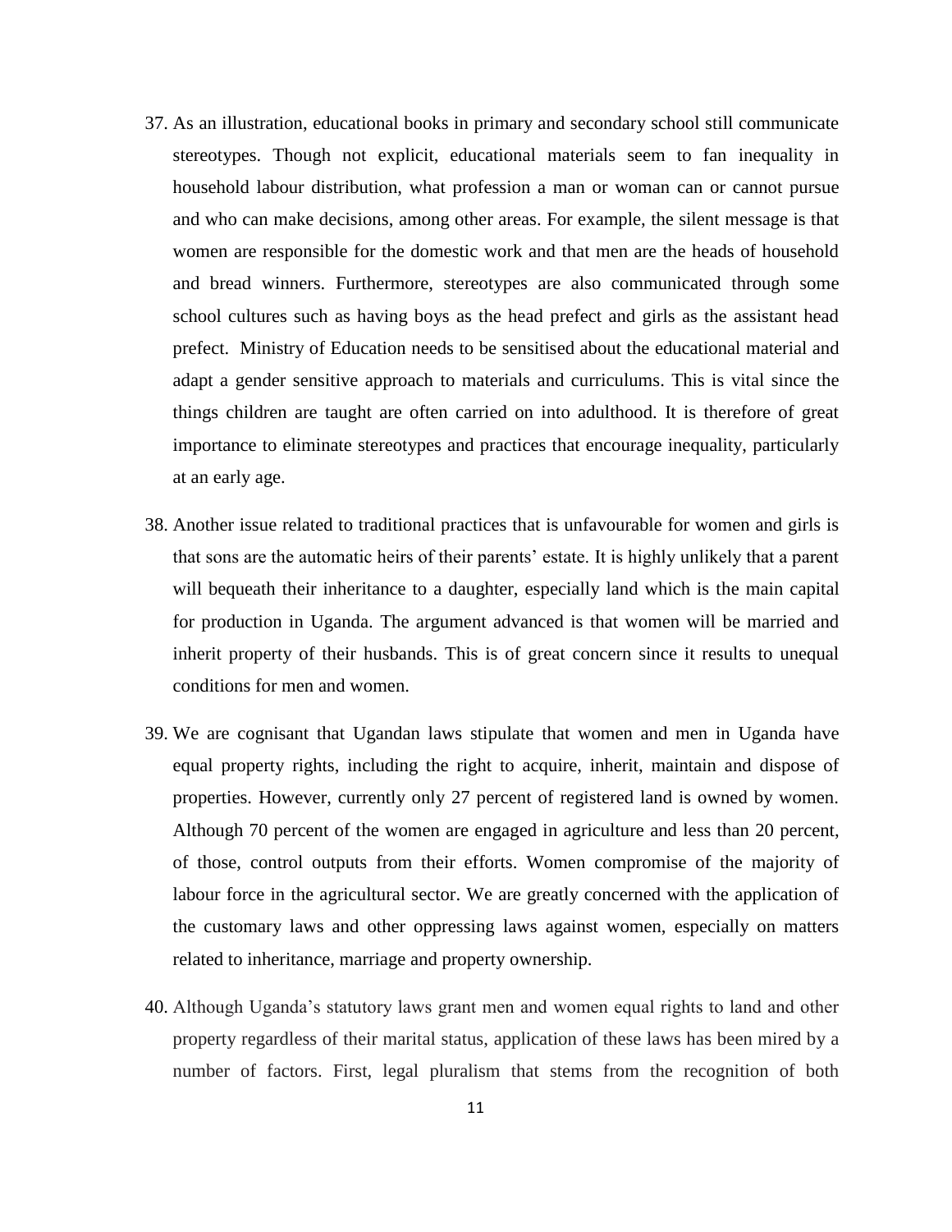37. As an illustration, educational books in primary and secondary school still communicate stereotypes. Though not explicit, educational materials seem to fan inequality in household labour distribution, what profession a man or woman can or cannot pursue and who can make decisions, among other areas. For example, the silent message is that women are responsible for the domestic work and that men are the heads of household and bread winners. Furthermore, stereotypes are also communicated through some school cultures such as having boys as the head prefect and girls as the assistant head prefect. Ministry of Education needs to be sensitised about the educational material and adapt a gender sensitive approach to materials and curriculums. This is vital since the things children are taught are often carried on into adulthood. It is therefore of great importance to eliminate stereotypes and practices that encourage inequality, particularly at an early age.

38. Another issue related to traditional practices that is unfavourable for women and girls is that sons are the automatic heirs of their parents' estate. It is highly unlikely that a parent will bequeath their inheritance to a daughter, especially land which is the main capital for production in Uganda. The argument advanced is that women will be married and inherit property of their husbands. This is of great concern since it results to unequal conditions for men and women.

39. We are cognisant that Ugandan laws stipulate that women and men in Uganda have equal property rights, including the right to acquire, inherit, maintain and dispose of properties. However, currently only 27 percent of registered land is owned by women. Although 70 percent of the women are engaged in agriculture and less than 20 percent, of those, control outputs from their efforts. Women compromise of the majority of labour force in the agricultural sector. We are greatly concerned with the application of the customary laws and other oppressing laws against women, especially on matters related to inheritance, marriage and property ownership.

40. Although Uganda's statutory laws grant men and women equal rights to land and other property regardless of their marital status, application of these laws has been mired by a number of factors. First, legal pluralism that stems from the recognition of both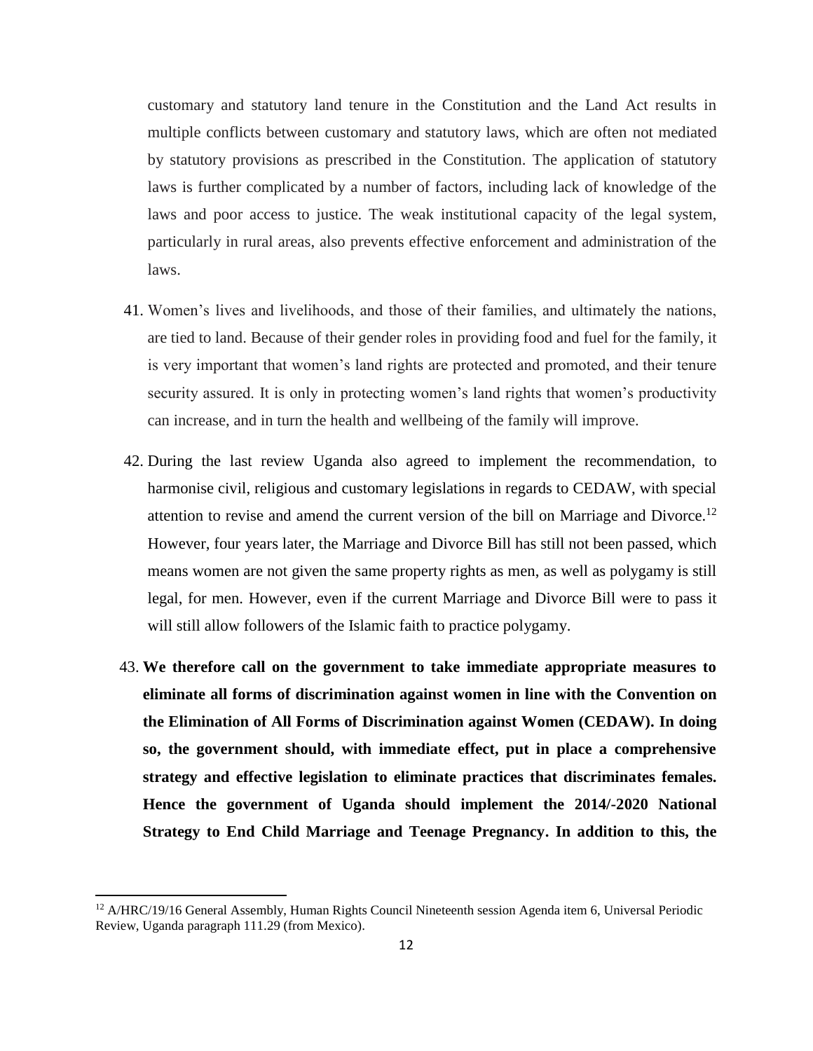customary and statutory land tenure in the Constitution and the Land Act results in multiple conflicts between customary and statutory laws, which are often not mediated by statutory provisions as prescribed in the Constitution. The application of statutory laws is further complicated by a number of factors, including lack of knowledge of the laws and poor access to justice. The weak institutional capacity of the legal system, particularly in rural areas, also prevents effective enforcement and administration of the laws.

41. Women's lives and livelihoods, and those of their families, and ultimately the nations, are tied to land. Because of their gender roles in providing food and fuel for the family, it is very important that women's land rights are protected and promoted, and their tenure security assured. It is only in protecting women's land rights that women's productivity can increase, and in turn the health and wellbeing of the family will improve.

42. During the last review Uganda also agreed to implement the recommendation, to harmonise civil, religious and customary legislations in regards to CEDAW, with special attention to revise and amend the current version of the bill on Marriage and Divorce.[12] However, four years later, the Marriage and Divorce Bill has still not been passed, which means women are not given the same property rights as men, as well as polygamy is still legal, for men. However, even if the current Marriage and Divorce Bill were to pass it will still allow followers of the Islamic faith to practice polygamy.

43. **We therefore call on the government to take immediate appropriate measures to eliminate all forms of discrimination against women in line with the Convention on the Elimination of All Forms of Discrimination against Women (CEDAW). In doing so, the government should, with immediate effect, put in place a comprehensive strategy and effective legislation to eliminate practices that discriminates females. Hence the government of Uganda should implement the 2014/-2020 National Strategy to End Child Marriage and Teenage Pregnancy. In addition to this, the**

[12] A/HRC/19/16 General Assembly, Human Rights Council Nineteenth session Agenda item 6, Universal Periodic Review, Uganda paragraph 111.29 (from Mexico).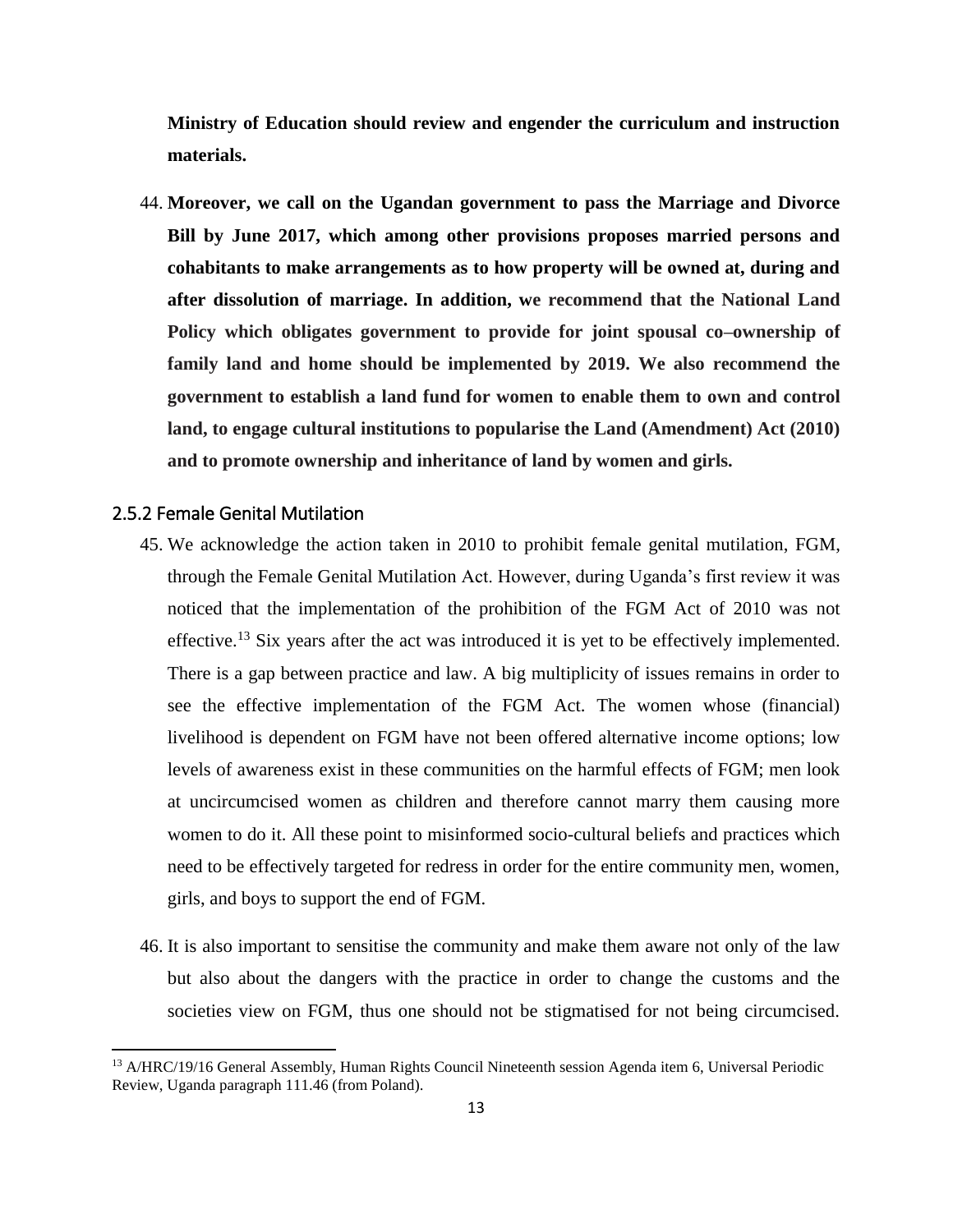**Ministry of Education should review and engender the curriculum and instruction materials.**

44. **Moreover, we call on the Ugandan government to pass the Marriage and Divorce Bill by June 2017, which among other provisions proposes married persons and cohabitants to make arrangements as to how property will be owned at, during and after dissolution of marriage. In addition, we recommend that the National Land Policy which obligates government to provide for joint spousal co–ownership of family land and home should be implemented by 2019. We also recommend the government to establish a land fund for women to enable them to own and control land, to engage cultural institutions to popularise the Land (Amendment) Act (2010) and to promote ownership and inheritance of land by women and girls.**

### 2.5.2 Female Genital Mutilation

45. We acknowledge the action taken in 2010 to prohibit female genital mutilation, FGM, through the Female Genital Mutilation Act. However, during Uganda's first review it was noticed that the implementation of the prohibition of the FGM Act of 2010 was not effective.[13] Six years after the act was introduced it is yet to be effectively implemented. There is a gap between practice and law. A big multiplicity of issues remains in order to see the effective implementation of the FGM Act. The women whose (financial) livelihood is dependent on FGM have not been offered alternative income options; low levels of awareness exist in these communities on the harmful effects of FGM; men look at uncircumcised women as children and therefore cannot marry them causing more women to do it. All these point to misinformed socio-cultural beliefs and practices which need to be effectively targeted for redress in order for the entire community men, women, girls, and boys to support the end of FGM.

46. It is also important to sensitise the community and make them aware not only of the law but also about the dangers with the practice in order to change the customs and the societies view on FGM, thus one should not be stigmatised for not being circumcised.

[13] A/HRC/19/16 General Assembly, Human Rights Council Nineteenth session Agenda item 6, Universal Periodic Review, Uganda paragraph 111.46 (from Poland).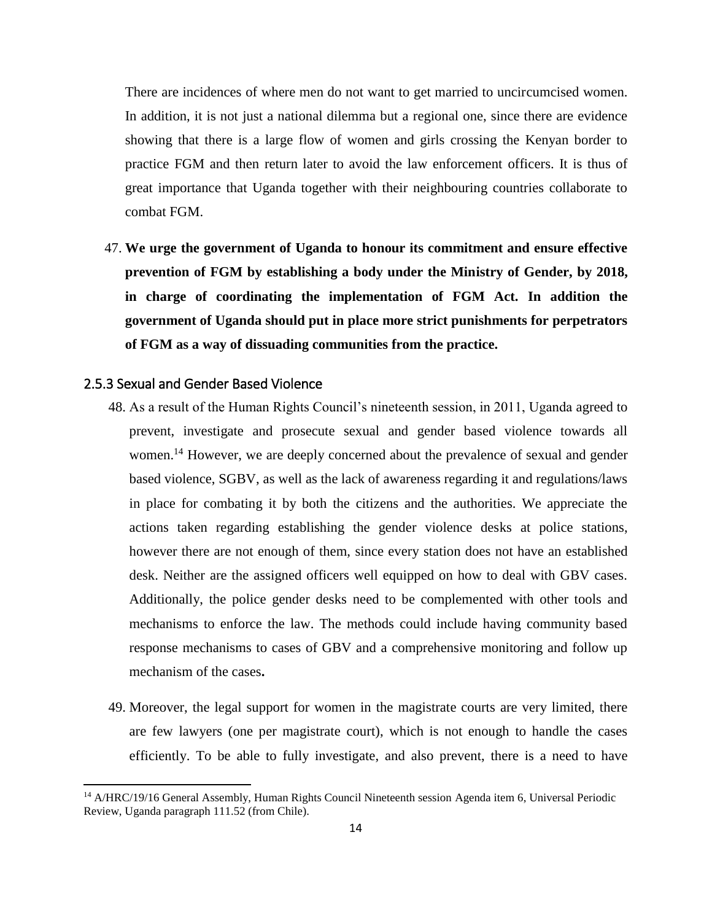There are incidences of where men do not want to get married to uncircumcised women. In addition, it is not just a national dilemma but a regional one, since there are evidence showing that there is a large flow of women and girls crossing the Kenyan border to practice FGM and then return later to avoid the law enforcement officers. It is thus of great importance that Uganda together with their neighbouring countries collaborate to combat FGM.

47. **We urge the government of Uganda to honour its commitment and ensure effective prevention of FGM by establishing a body under the Ministry of Gender, by 2018, in charge of coordinating the implementation of FGM Act. In addition the government of Uganda should put in place more strict punishments for perpetrators of FGM as a way of dissuading communities from the practice.**

### 2.5.3 Sexual and Gender Based Violence

48. As a result of the Human Rights Council's nineteenth session, in 2011, Uganda agreed to prevent, investigate and prosecute sexual and gender based violence towards all women.[14] However, we are deeply concerned about the prevalence of sexual and gender based violence, SGBV, as well as the lack of awareness regarding it and regulations/laws in place for combating it by both the citizens and the authorities. We appreciate the actions taken regarding establishing the gender violence desks at police stations, however there are not enough of them, since every station does not have an established desk. Neither are the assigned officers well equipped on how to deal with GBV cases. Additionally, the police gender desks need to be complemented with other tools and mechanisms to enforce the law. The methods could include having community based response mechanisms to cases of GBV and a comprehensive monitoring and follow up mechanism of the cases**.**

49. Moreover, the legal support for women in the magistrate courts are very limited, there are few lawyers (one per magistrate court), which is not enough to handle the cases efficiently. To be able to fully investigate, and also prevent, there is a need to have

[14] A/HRC/19/16 General Assembly, Human Rights Council Nineteenth session Agenda item 6, Universal Periodic Review, Uganda paragraph 111.52 (from Chile).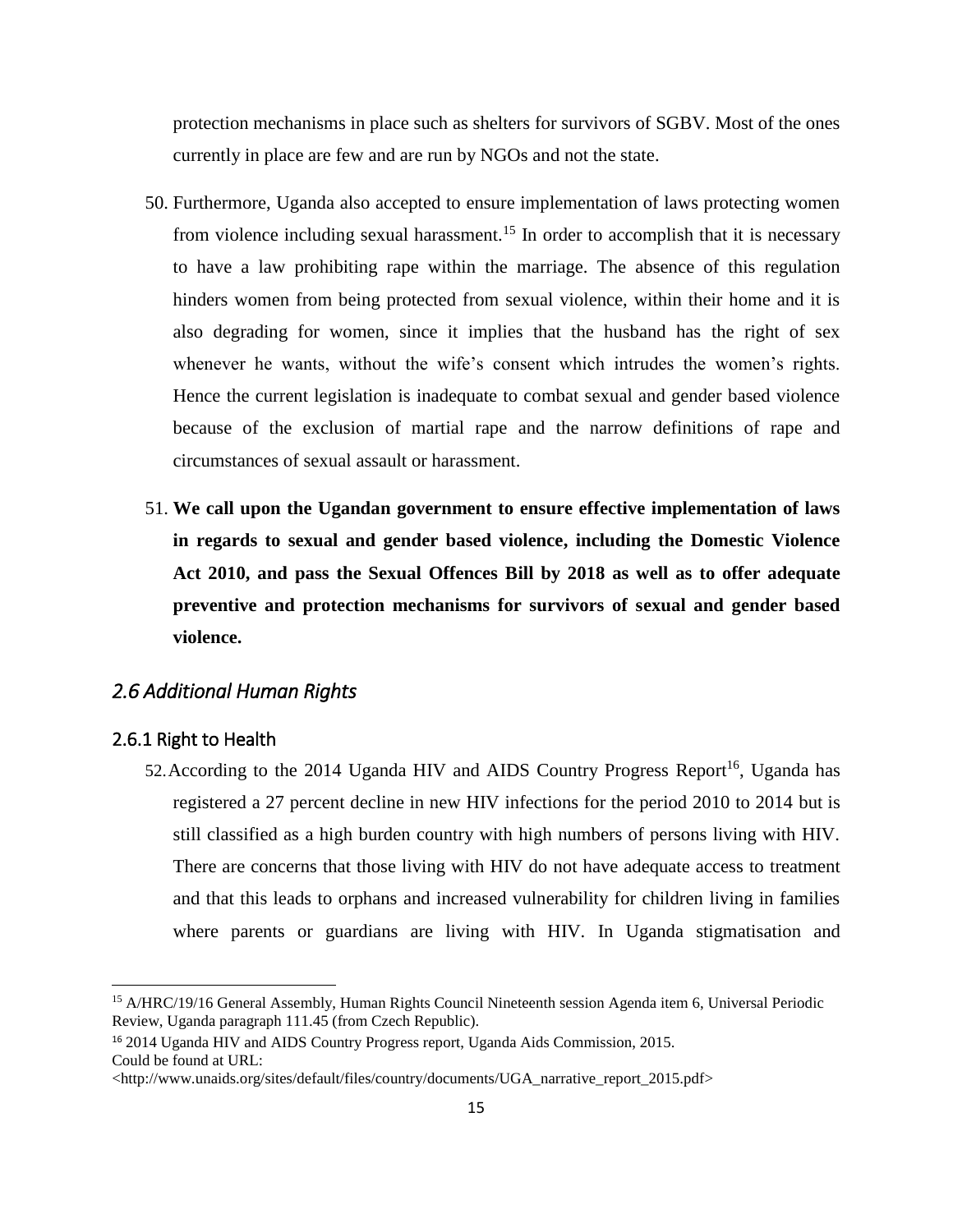protection mechanisms in place such as shelters for survivors of SGBV. Most of the ones currently in place are few and are run by NGOs and not the state.

50. Furthermore, Uganda also accepted to ensure implementation of laws protecting women from violence including sexual harassment.[15] In order to accomplish that it is necessary to have a law prohibiting rape within the marriage. The absence of this regulation hinders women from being protected from sexual violence, within their home and it is also degrading for women, since it implies that the husband has the right of sex whenever he wants, without the wife's consent which intrudes the women's rights. Hence the current legislation is inadequate to combat sexual and gender based violence because of the exclusion of martial rape and the narrow definitions of rape and circumstances of sexual assault or harassment.

51. **We call upon the Ugandan government to ensure effective implementation of laws in regards to sexual and gender based violence, including the Domestic Violence Act 2010, and pass the Sexual Offences Bill by 2018 as well as to offer adequate preventive and protection mechanisms for survivors of sexual and gender based violence.**

## *2.6 Additional Human Rights*

### 2.6.1 Right to Health

52. According to the 2014 Uganda HIV and AIDS Country Progress Report[16], Uganda has registered a 27 percent decline in new HIV infections for the period 2010 to 2014 but is still classified as a high burden country with high numbers of persons living with HIV. There are concerns that those living with HIV do not have adequate access to treatment and that this leads to orphans and increased vulnerability for children living in families where parents or guardians are living with HIV. In Uganda stigmatisation and

---

[15] A/HRC/19/16 General Assembly, Human Rights Council Nineteenth session Agenda item 6, Universal Periodic Review, Uganda paragraph 111.45 (from Czech Republic).

[16] 2014 Uganda HIV and AIDS Country Progress report, Uganda Aids Commission, 2015. Could be found at URL: <http://www.unaids.org/sites/default/files/country/documents/UGA_narrative_report_2015.pdf>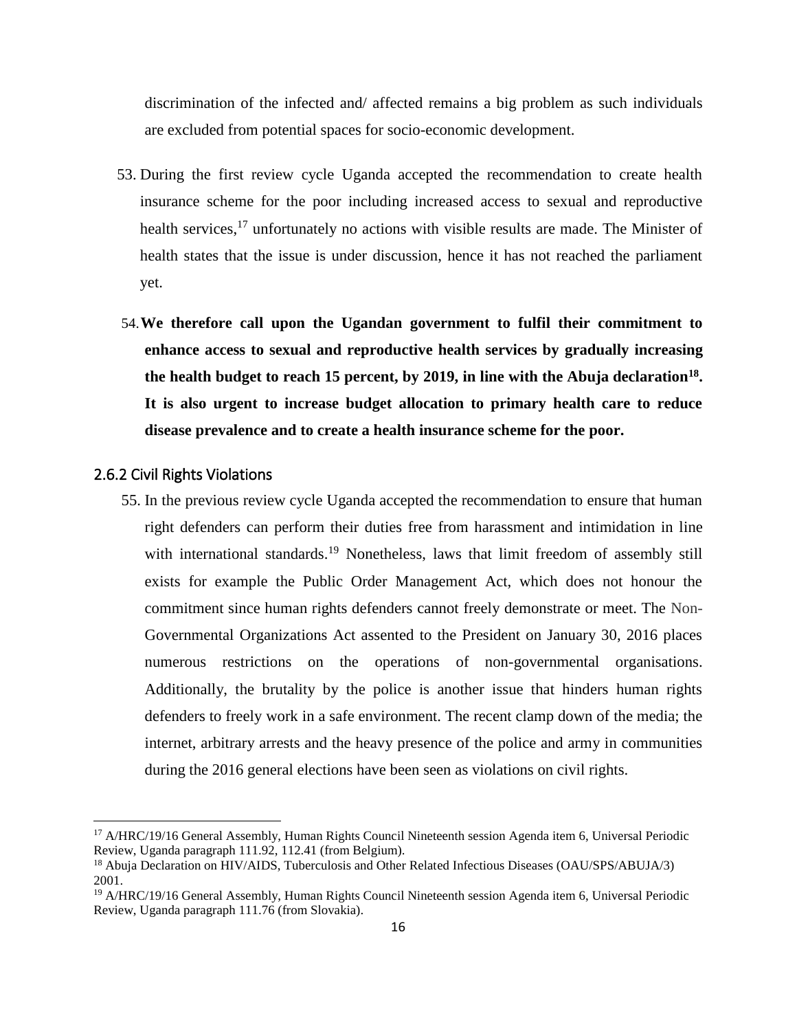discrimination of the infected and/ affected remains a big problem as such individuals are excluded from potential spaces for socio-economic development.

53. During the first review cycle Uganda accepted the recommendation to create health insurance scheme for the poor including increased access to sexual and reproductive health services,[17] unfortunately no actions with visible results are made. The Minister of health states that the issue is under discussion, hence it has not reached the parliament yet.

54. **We therefore call upon the Ugandan government to fulfil their commitment to enhance access to sexual and reproductive health services by gradually increasing the health budget to reach 15 percent, by 2019, in line with the Abuja declaration[18]. It is also urgent to increase budget allocation to primary health care to reduce disease prevalence and to create a health insurance scheme for the poor.**

### 2.6.2 Civil Rights Violations

55. In the previous review cycle Uganda accepted the recommendation to ensure that human right defenders can perform their duties free from harassment and intimidation in line with international standards.[19] Nonetheless, laws that limit freedom of assembly still exists for example the Public Order Management Act, which does not honour the commitment since human rights defenders cannot freely demonstrate or meet. The Non-Governmental Organizations Act assented to the President on January 30, 2016 places numerous restrictions on the operations of non-governmental organisations. Additionally, the brutality by the police is another issue that hinders human rights defenders to freely work in a safe environment. The recent clamp down of the media; the internet, arbitrary arrests and the heavy presence of the police and army in communities during the 2016 general elections have been seen as violations on civil rights.

---

[17] A/HRC/19/16 General Assembly, Human Rights Council Nineteenth session Agenda item 6, Universal Periodic Review, Uganda paragraph 111.92, 112.41 (from Belgium).

[18] Abuja Declaration on HIV/AIDS, Tuberculosis and Other Related Infectious Diseases (OAU/SPS/ABUJA/3) 2001.

[19] A/HRC/19/16 General Assembly, Human Rights Council Nineteenth session Agenda item 6, Universal Periodic Review, Uganda paragraph 111.76 (from Slovakia).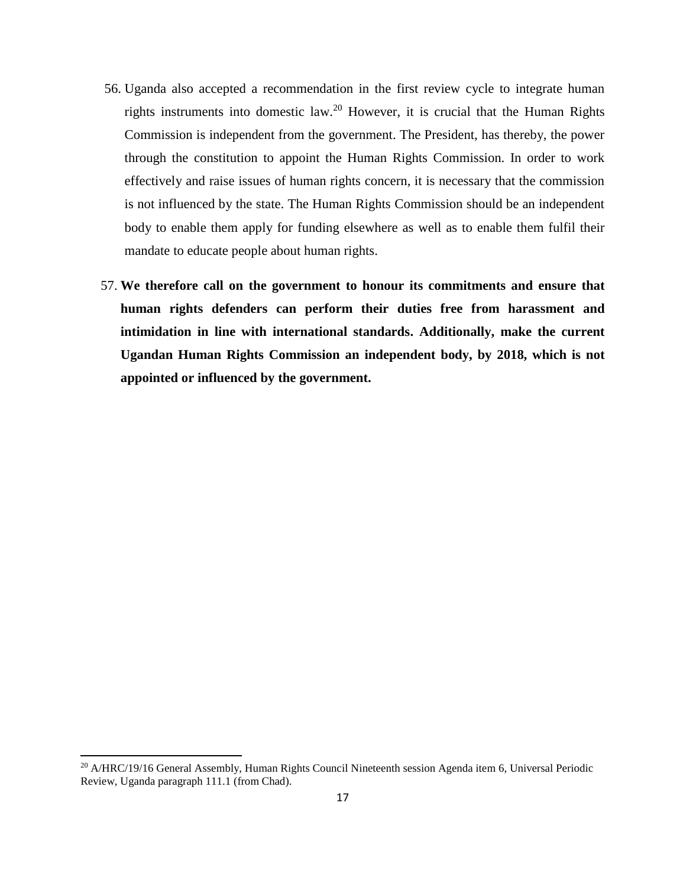56. Uganda also accepted a recommendation in the first review cycle to integrate human rights instruments into domestic law.[20] However, it is crucial that the Human Rights Commission is independent from the government. The President, has thereby, the power through the constitution to appoint the Human Rights Commission. In order to work effectively and raise issues of human rights concern, it is necessary that the commission is not influenced by the state. The Human Rights Commission should be an independent body to enable them apply for funding elsewhere as well as to enable them fulfil their mandate to educate people about human rights.

57. **We therefore call on the government to honour its commitments and ensure that human rights defenders can perform their duties free from harassment and intimidation in line with international standards. Additionally, make the current Ugandan Human Rights Commission an independent body, by 2018, which is not appointed or influenced by the government.**

[20] A/HRC/19/16 General Assembly, Human Rights Council Nineteenth session Agenda item 6, Universal Periodic Review, Uganda paragraph 111.1 (from Chad).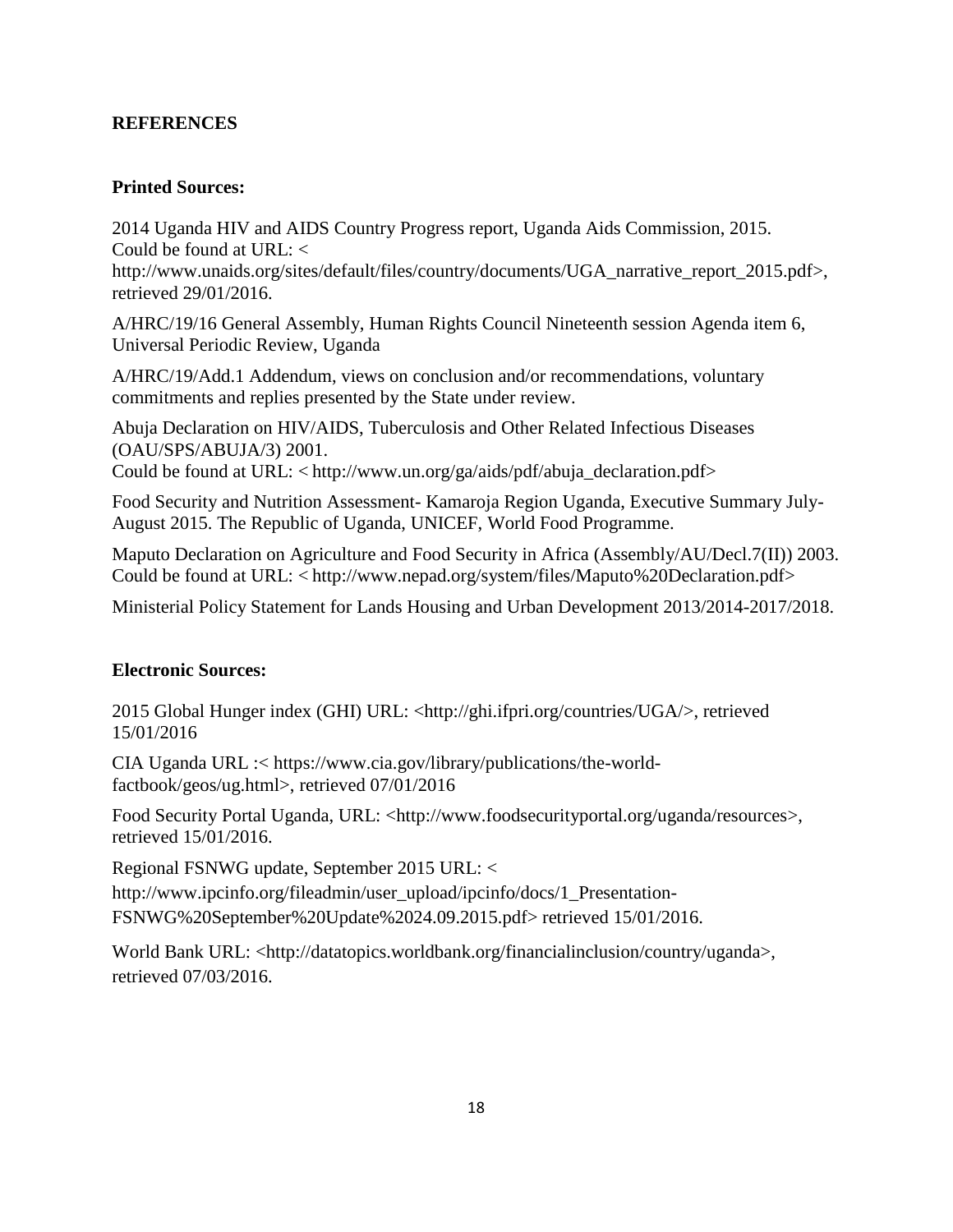## REFERENCES

### Printed Sources:

2014 Uganda HIV and AIDS Country Progress report, Uganda Aids Commission, 2015. Could be found at URL: < http://www.unaids.org/sites/default/files/country/documents/UGA_narrative_report_2015.pdf>, retrieved 29/01/2016.

A/HRC/19/16 General Assembly, Human Rights Council Nineteenth session Agenda item 6, Universal Periodic Review, Uganda

A/HRC/19/Add.1 Addendum, views on conclusion and/or recommendations, voluntary commitments and replies presented by the State under review.

Abuja Declaration on HIV/AIDS, Tuberculosis and Other Related Infectious Diseases (OAU/SPS/ABUJA/3) 2001.
Could be found at URL: < http://www.un.org/ga/aids/pdf/abuja_declaration.pdf>

Food Security and Nutrition Assessment- Kamaroja Region Uganda, Executive Summary July-August 2015. The Republic of Uganda, UNICEF, World Food Programme.

Maputo Declaration on Agriculture and Food Security in Africa (Assembly/AU/Decl.7(II)) 2003. Could be found at URL: < http://www.nepad.org/system/files/Maputo%20Declaration.pdf>

Ministerial Policy Statement for Lands Housing and Urban Development 2013/2014-2017/2018.

### Electronic Sources:

2015 Global Hunger index (GHI) URL: <http://ghi.ifpri.org/countries/UGA/>, retrieved 15/01/2016

CIA Uganda URL :< https://www.cia.gov/library/publications/the-world-factbook/geos/ug.html>, retrieved 07/01/2016

Food Security Portal Uganda, URL: <http://www.foodsecurityportal.org/uganda/resources>, retrieved 15/01/2016.

Regional FSNWG update, September 2015 URL: < http://www.ipcinfo.org/fileadmin/user_upload/ipcinfo/docs/1_Presentation-FSNWG%20September%20Update%2024.09.2015.pdf> retrieved 15/01/2016.

World Bank URL: <http://datatopics.worldbank.org/financialinclusion/country/uganda>, retrieved 07/03/2016.